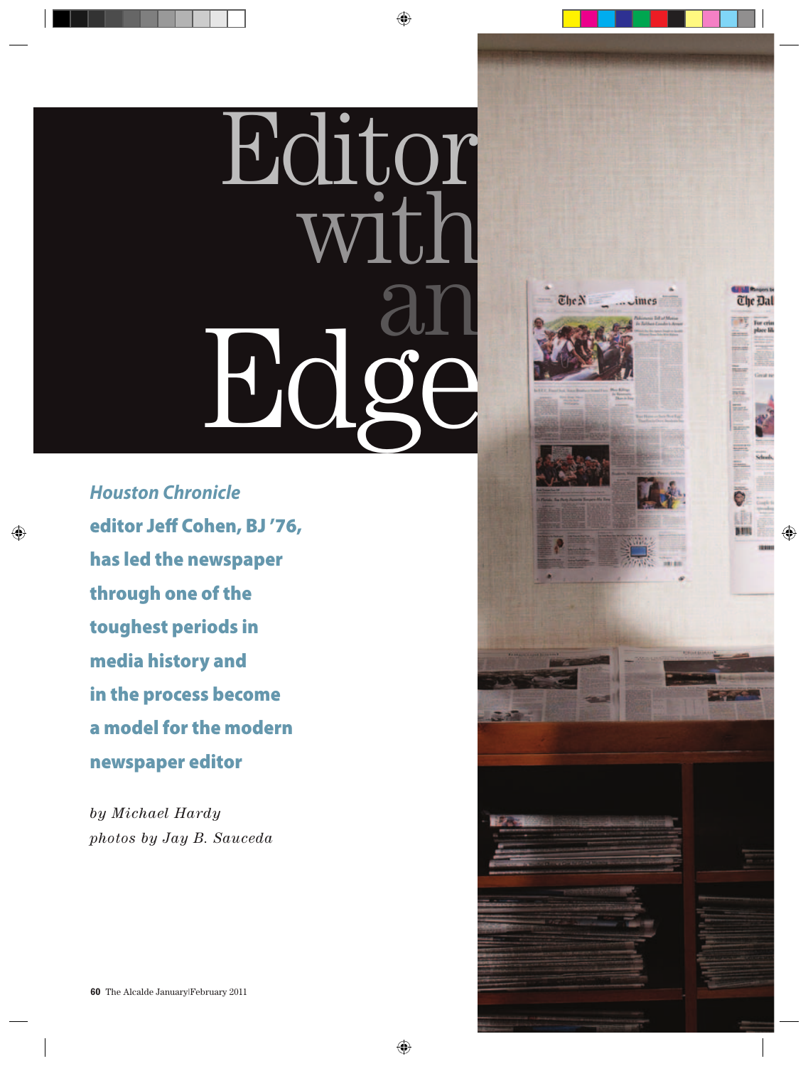# Editor with an Edge

***Houston Chronicle*** **editor Jeff Cohen, BJ '76, has led the newspaper through one of the toughest periods in media history and in the process become a model for the modern newspaper editor**

*by Michael Hardy*
*photos by Jay B. Sauceda*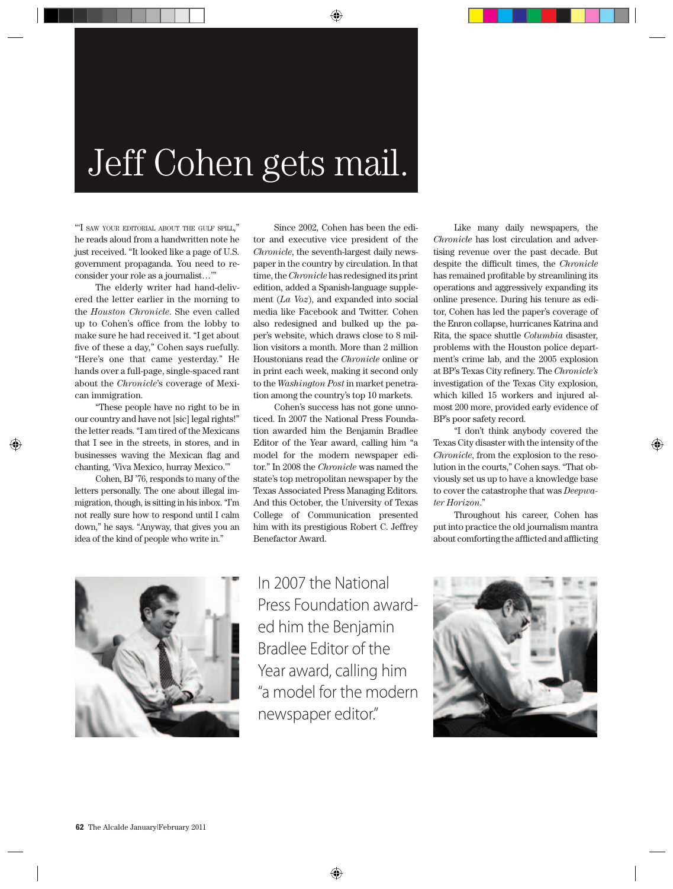# Jeff Cohen gets mail.

"'I SAW YOUR EDITORIAL ABOUT THE GULF SPILL," he reads aloud from a handwritten note he just received. "It looked like a page of U.S. government propaganda. You need to reconsider your role as a journalist…'"

The elderly writer had hand-delivered the letter earlier in the morning to the *Houston Chronicle*. She even called up to Cohen's office from the lobby to make sure he had received it. "I get about five of these a day," Cohen says ruefully. "Here's one that came yesterday." He hands over a full-page, single-spaced rant about the *Chronicle*'s coverage of Mexican immigration.

"These people have no right to be in our country and have not [sic] legal rights!" the letter reads. "I am tired of the Mexicans that I see in the streets, in stores, and in businesses waving the Mexican flag and chanting, 'Viva Mexico, hurray Mexico.'"

Cohen, BJ '76, responds to many of the letters personally. The one about illegal immigration, though, is sitting in his inbox. "I'm not really sure how to respond until I calm down," he says. "Anyway, that gives you an idea of the kind of people who write in."

Since 2002, Cohen has been the editor and executive vice president of the *Chronicle*, the seventh-largest daily newspaper in the country by circulation. In that time, the *Chronicle* has redesigned its print edition, added a Spanish-language supplement (*La Voz*), and expanded into social media like Facebook and Twitter. Cohen also redesigned and bulked up the paper's website, which draws close to 8 million visitors a month. More than 2 million Houstonians read the *Chronicle* online or in print each week, making it second only to the *Washington Post* in market penetration among the country's top 10 markets.

Cohen's success has not gone unnoticed. In 2007 the National Press Foundation awarded him the Benjamin Bradlee Editor of the Year award, calling him "a model for the modern newspaper editor." In 2008 the *Chronicle* was named the state's top metropolitan newspaper by the Texas Associated Press Managing Editors. And this October, the University of Texas College of Communication presented him with its prestigious Robert C. Jeffrey Benefactor Award.

Like many daily newspapers, the *Chronicle* has lost circulation and advertising revenue over the past decade. But despite the difficult times, the *Chronicle* has remained profitable by streamlining its operations and aggressively expanding its online presence. During his tenure as editor, Cohen has led the paper's coverage of the Enron collapse, hurricanes Katrina and Rita, the space shuttle *Columbia* disaster, problems with the Houston police department's crime lab, and the 2005 explosion at BP's Texas City refinery. The *Chronicle's* investigation of the Texas City explosion, which killed 15 workers and injured almost 200 more, provided early evidence of BP's poor safety record.

"I don't think anybody covered the Texas City disaster with the intensity of the *Chronicle*, from the explosion to the resolution in the courts," Cohen says. "That obviously set us up to have a knowledge base to cover the catastrophe that was *Deepwater Horizon*."

Throughout his career, Cohen has put into practice the old journalism mantra about comforting the afflicted and afflicting

In 2007 the National Press Foundation awarded him the Benjamin Bradlee Editor of the Year award, calling him "a model for the modern newspaper editor."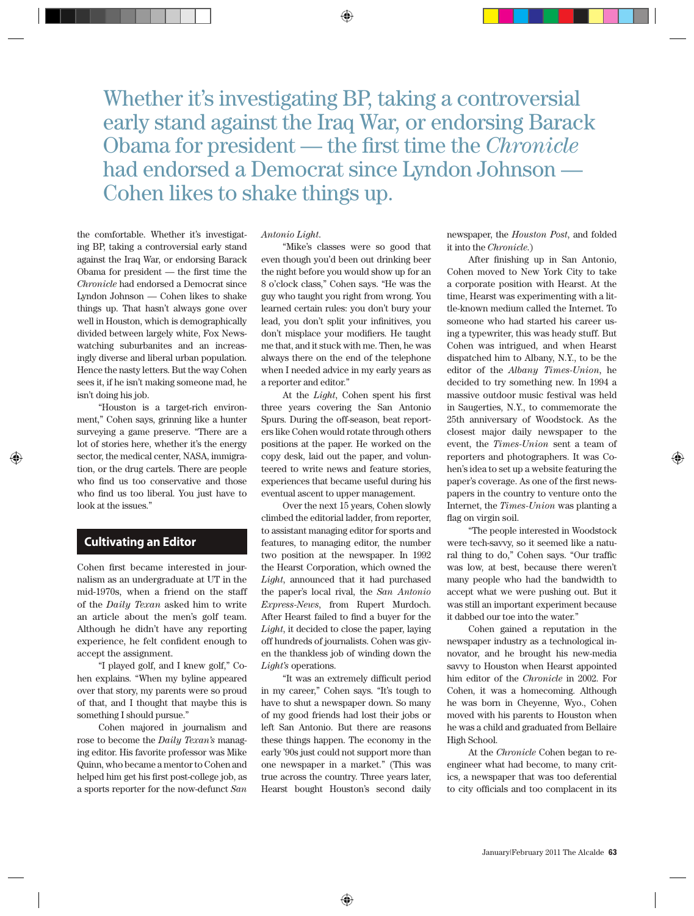> Whether it's investigating BP, taking a controversial early stand against the Iraq War, or endorsing Barack Obama for president — the first time the *Chronicle* had endorsed a Democrat since Lyndon Johnson — Cohen likes to shake things up.

the comfortable. Whether it's investigating BP, taking a controversial early stand against the Iraq War, or endorsing Barack Obama for president — the first time the *Chronicle* had endorsed a Democrat since Lyndon Johnson — Cohen likes to shake things up. That hasn't always gone over well in Houston, which is demographically divided between largely white, Fox News-watching suburbanites and an increasingly diverse and liberal urban population. Hence the nasty letters. But the way Cohen sees it, if he isn't making someone mad, he isn't doing his job.

"Houston is a target-rich environment," Cohen says, grinning like a hunter surveying a game preserve. "There are a lot of stories here, whether it's the energy sector, the medical center, NASA, immigration, or the drug cartels. There are people who find us too conservative and those who find us too liberal. You just have to look at the issues."

## Cultivating an Editor

Cohen first became interested in journalism as an undergraduate at UT in the mid-1970s, when a friend on the staff of the *Daily Texan* asked him to write an article about the men's golf team. Although he didn't have any reporting experience, he felt confident enough to accept the assignment.

"I played golf, and I knew golf," Cohen explains. "When my byline appeared over that story, my parents were so proud of that, and I thought that maybe this is something I should pursue."

Cohen majored in journalism and rose to become the *Daily Texan's* managing editor. His favorite professor was Mike Quinn, who became a mentor to Cohen and helped him get his first post-college job, as a sports reporter for the now-defunct *San Antonio Light.*

"Mike's classes were so good that even though you'd been out drinking beer the night before you would show up for an 8 o'clock class," Cohen says. "He was the guy who taught you right from wrong. You learned certain rules: you don't bury your lead, you don't split your infinitives, you don't misplace your modifiers. He taught me that, and it stuck with me. Then, he was always there on the end of the telephone when I needed advice in my early years as a reporter and editor."

At the *Light*, Cohen spent his first three years covering the San Antonio Spurs. During the off-season, beat reporters like Cohen would rotate through others positions at the paper. He worked on the copy desk, laid out the paper, and volunteered to write news and feature stories, experiences that became useful during his eventual ascent to upper management.

Over the next 15 years, Cohen slowly climbed the editorial ladder, from reporter, to assistant managing editor for sports and features, to managing editor, the number two position at the newspaper. In 1992 the Hearst Corporation, which owned the *Light*, announced that it had purchased the paper's local rival, the *San Antonio Express-News*, from Rupert Murdoch. After Hearst failed to find a buyer for the *Light*, it decided to close the paper, laying off hundreds of journalists. Cohen was given the thankless job of winding down the *Light's* operations.

"It was an extremely difficult period in my career," Cohen says. "It's tough to have to shut a newspaper down. So many of my good friends had lost their jobs or left San Antonio. But there are reasons these things happen. The economy in the early '90s just could not support more than one newspaper in a market." (This was true across the country. Three years later, Hearst bought Houston's second daily newspaper, the *Houston Post*, and folded it into the *Chronicle.*)

After finishing up in San Antonio, Cohen moved to New York City to take a corporate position with Hearst. At the time, Hearst was experimenting with a little-known medium called the Internet. To someone who had started his career using a typewriter, this was heady stuff. But Cohen was intrigued, and when Hearst dispatched him to Albany, N.Y., to be the editor of the *Albany Times-Union*, he decided to try something new. In 1994 a massive outdoor music festival was held in Saugerties, N.Y., to commemorate the 25th anniversary of Woodstock. As the closest major daily newspaper to the event, the *Times-Union* sent a team of reporters and photographers. It was Cohen's idea to set up a website featuring the paper's coverage. As one of the first newspapers in the country to venture onto the Internet, the *Times-Union* was planting a flag on virgin soil.

"The people interested in Woodstock were tech-savvy, so it seemed like a natural thing to do," Cohen says. "Our traffic was low, at best, because there weren't many people who had the bandwidth to accept what we were pushing out. But it was still an important experiment because it dabbed our toe into the water."

Cohen gained a reputation in the newspaper industry as a technological innovator, and he brought his new-media savvy to Houston when Hearst appointed him editor of the *Chronicle* in 2002. For Cohen, it was a homecoming. Although he was born in Cheyenne, Wyo., Cohen moved with his parents to Houston when he was a child and graduated from Bellaire High School.

At the *Chronicle* Cohen began to re-engineer what had become, to many critics, a newspaper that was too deferential to city officials and too complacent in its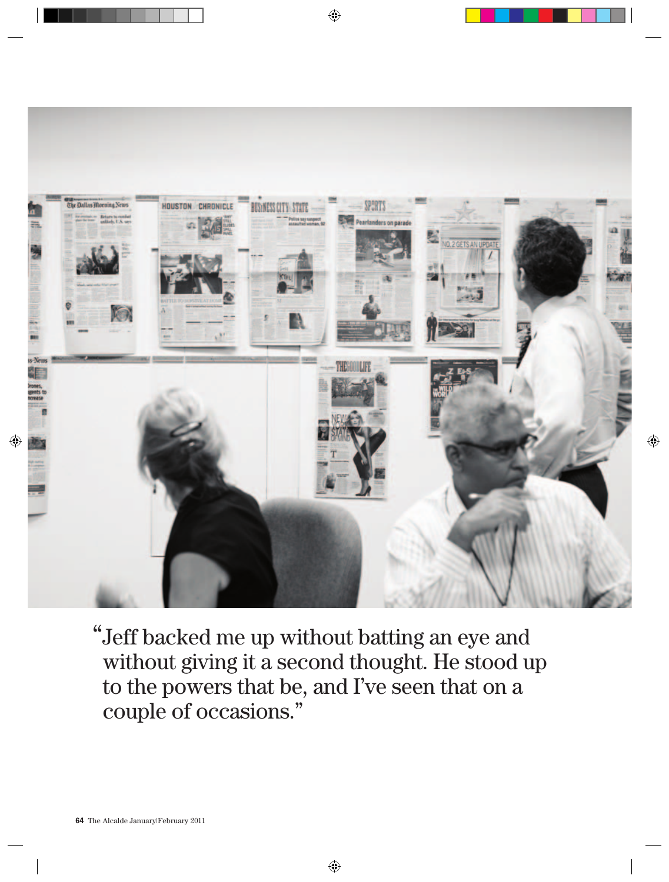"Jeff backed me up without batting an eye and without giving it a second thought. He stood up to the powers that be, and I've seen that on a couple of occasions."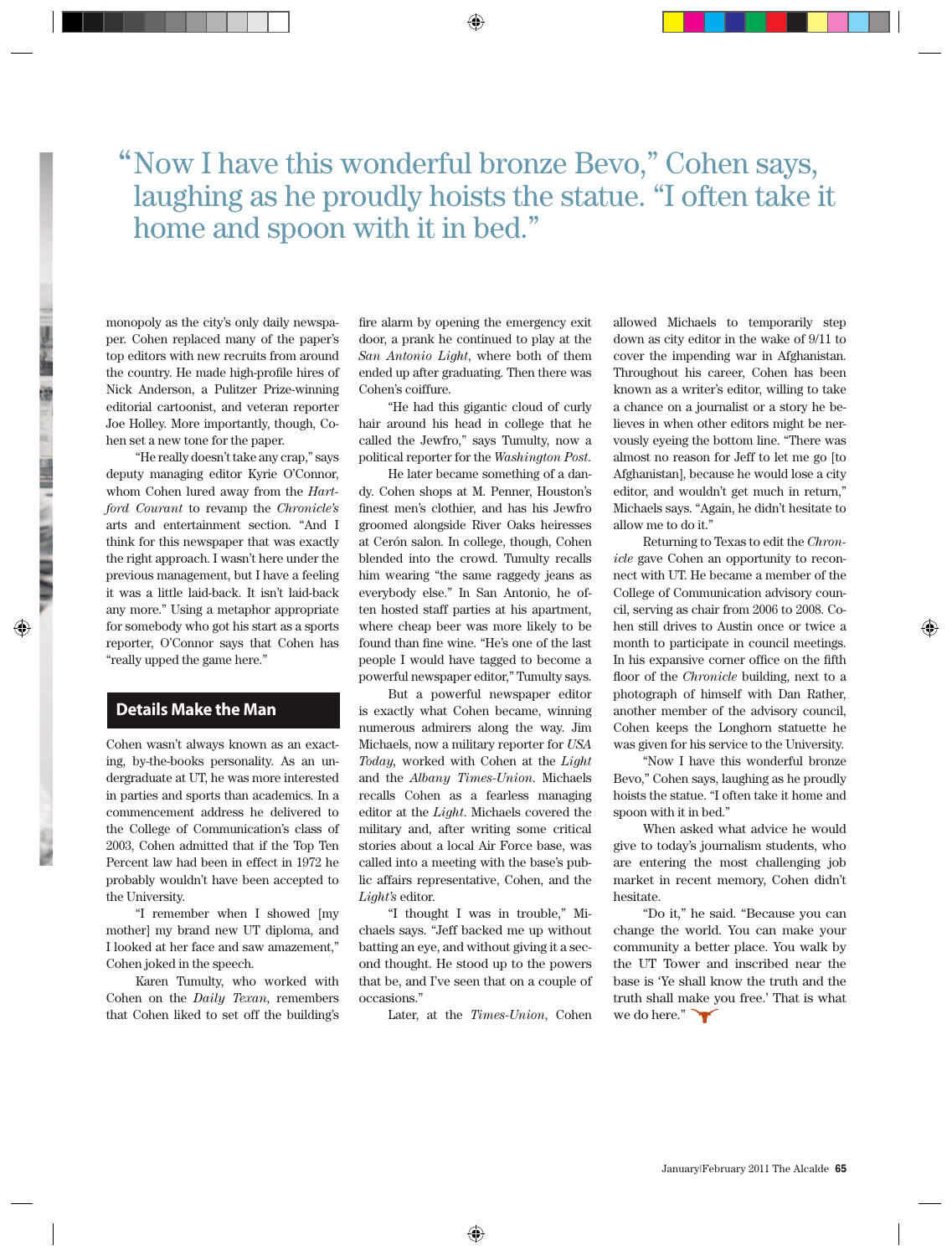> "Now I have this wonderful bronze Bevo," Cohen says, laughing as he proudly hoists the statue. "I often take it home and spoon with it in bed."

monopoly as the city's only daily newspaper. Cohen replaced many of the paper's top editors with new recruits from around the country. He made high-profile hires of Nick Anderson, a Pulitzer Prize-winning editorial cartoonist, and veteran reporter Joe Holley. More importantly, though, Cohen set a new tone for the paper.

"He really doesn't take any crap," says deputy managing editor Kyrie O'Connor, whom Cohen lured away from the *Hartford Courant* to revamp the *Chronicle's* arts and entertainment section. "And I think for this newspaper that was exactly the right approach. I wasn't here under the previous management, but I have a feeling it was a little laid-back. It isn't laid-back any more." Using a metaphor appropriate for somebody who got his start as a sports reporter, O'Connor says that Cohen has "really upped the game here."

## Details Make the Man

Cohen wasn't always known as an exacting, by-the-books personality. As an undergraduate at UT, he was more interested in parties and sports than academics. In a commencement address he delivered to the College of Communication's class of 2003, Cohen admitted that if the Top Ten Percent law had been in effect in 1972 he probably wouldn't have been accepted to the University.

"I remember when I showed [my mother] my brand new UT diploma, and I looked at her face and saw amazement," Cohen joked in the speech.

Karen Tumulty, who worked with Cohen on the *Daily Texan*, remembers that Cohen liked to set off the building's fire alarm by opening the emergency exit door, a prank he continued to play at the *San Antonio Light*, where both of them ended up after graduating. Then there was Cohen's coiffure.

"He had this gigantic cloud of curly hair around his head in college that he called the Jewfro," says Tumulty, now a political reporter for the *Washington Post*.

He later became something of a dandy. Cohen shops at M. Penner, Houston's finest men's clothier, and has his Jewfro groomed alongside River Oaks heiresses at Cerón salon. In college, though, Cohen blended into the crowd. Tumulty recalls him wearing "the same raggedy jeans as everybody else." In San Antonio, he often hosted staff parties at his apartment, where cheap beer was more likely to be found than fine wine. "He's one of the last people I would have tagged to become a powerful newspaper editor," Tumulty says.

But a powerful newspaper editor is exactly what Cohen became, winning numerous admirers along the way. Jim Michaels, now a military reporter for *USA Today*, worked with Cohen at the *Light* and the *Albany Times-Union*. Michaels recalls Cohen as a fearless managing editor at the *Light*. Michaels covered the military and, after writing some critical stories about a local Air Force base, was called into a meeting with the base's public affairs representative, Cohen, and the *Light's* editor.

"I thought I was in trouble," Michaels says. "Jeff backed me up without batting an eye, and without giving it a second thought. He stood up to the powers that be, and I've seen that on a couple of occasions."

Later, at the *Times-Union*, Cohen allowed Michaels to temporarily step down as city editor in the wake of 9/11 to cover the impending war in Afghanistan. Throughout his career, Cohen has been known as a writer's editor, willing to take a chance on a journalist or a story he believes in when other editors might be nervously eyeing the bottom line. "There was almost no reason for Jeff to let me go [to Afghanistan], because he would lose a city editor, and wouldn't get much in return," Michaels says. "Again, he didn't hesitate to allow me to do it."

Returning to Texas to edit the *Chronicle* gave Cohen an opportunity to reconnect with UT. He became a member of the College of Communication advisory council, serving as chair from 2006 to 2008. Cohen still drives to Austin once or twice a month to participate in council meetings. In his expansive corner office on the fifth floor of the *Chronicle* building, next to a photograph of himself with Dan Rather, another member of the advisory council, Cohen keeps the Longhorn statuette he was given for his service to the University.

"Now I have this wonderful bronze Bevo," Cohen says, laughing as he proudly hoists the statue. "I often take it home and spoon with it in bed."

When asked what advice he would give to today's journalism students, who are entering the most challenging job market in recent memory, Cohen didn't hesitate.

"Do it," he said. "Because you can change the world. You can make your community a better place. You walk by the UT Tower and inscribed near the base is 'Ye shall know the truth and the truth shall make you free.' That is what we do here."